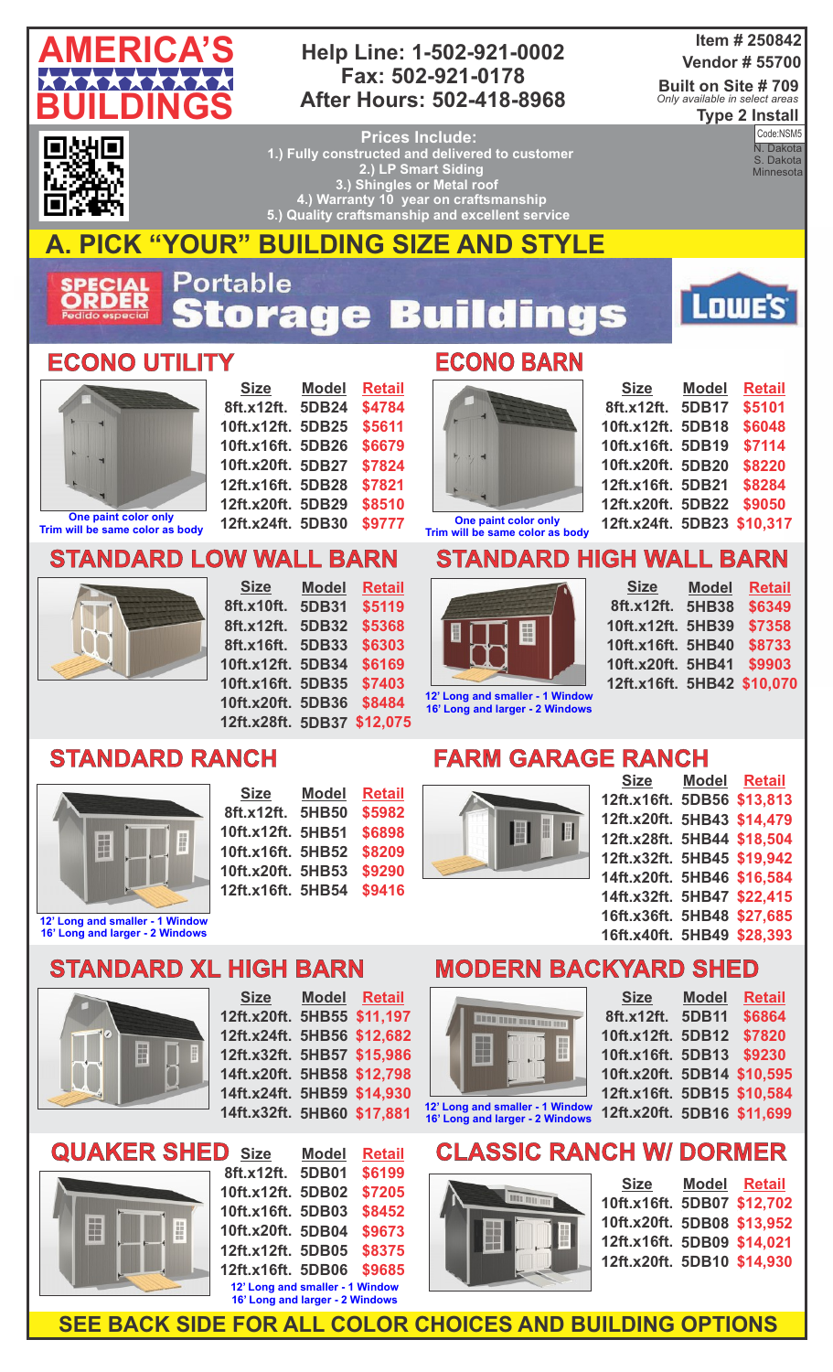# AMERICA'S BUILDINGS

**Help Line: 1-502-921-0002**
**Fax: 502-921-0178**
**After Hours: 502-418-8968**

**Item # 250842**
**Vendor # 55700**
**Built on Site # 709**
*Only available in select areas*
**Type 2 Install**

Code:NSM5
N. Dakota
S. Dakota
Minnesota

**Prices Include:**
1.) Fully constructed and delivered to customer
2.) LP Smart Siding
3.) Shingles or Metal roof
4.) Warranty 10 year on craftsmanship
5.) Quality craftsmanship and excellent service

## A. PICK "YOUR" BUILDING SIZE AND STYLE

SPECIAL ORDER Pedido especial — Portable Storage Buildings — LOWE'S

### ECONO UTILITY

| Size | Model | Retail |
|---|---|---|
| 8ft.x12ft. | 5DB24 | $4784 |
| 10ft.x12ft. | 5DB25 | $5611 |
| 10ft.x16ft. | 5DB26 | $6679 |
| 10ft.x20ft. | 5DB27 | $7824 |
| 12ft.x16ft. | 5DB28 | $7821 |
| 12ft.x20ft. | 5DB29 | $8510 |
| 12ft.x24ft. | 5DB30 | $9777 |

One paint color only
Trim will be same color as body

### ECONO BARN

| Size | Model | Retail |
|---|---|---|
| 8ft.x12ft. | 5DB17 | $5101 |
| 10ft.x12ft. | 5DB18 | $6048 |
| 10ft.x16ft. | 5DB19 | $7114 |
| 10ft.x20ft. | 5DB20 | $8220 |
| 12ft.x16ft. | 5DB21 | $8284 |
| 12ft.x20ft. | 5DB22 | $9050 |
| 12ft.x24ft. | 5DB23 | $10,317 |

One paint color only
Trim will be same color as body

### STANDARD LOW WALL BARN

| Size | Model | Retail |
|---|---|---|
| 8ft.x10ft. | 5DB31 | $5119 |
| 8ft.x12ft. | 5DB32 | $5368 |
| 8ft.x16ft. | 5DB33 | $6303 |
| 10ft.x12ft. | 5DB34 | $6169 |
| 10ft.x16ft. | 5DB35 | $7403 |
| 10ft.x20ft. | 5DB36 | $8484 |
| 12ft.x28ft. | 5DB37 | $12,075 |

### STANDARD HIGH WALL BARN

| Size | Model | Retail |
|---|---|---|
| 8ft.x12ft. | 5HB38 | $6349 |
| 10ft.x12ft. | 5HB39 | $7358 |
| 10ft.x16ft. | 5HB40 | $8733 |
| 10ft.x20ft. | 5HB41 | $9903 |
| 12ft.x16ft. | 5HB42 | $10,070 |

12' Long and smaller - 1 Window
16' Long and larger - 2 Windows

### STANDARD RANCH

| Size | Model | Retail |
|---|---|---|
| 8ft.x12ft. | 5HB50 | $5982 |
| 10ft.x12ft. | 5HB51 | $6898 |
| 10ft.x16ft. | 5HB52 | $8209 |
| 10ft.x20ft. | 5HB53 | $9290 |
| 12ft.x16ft. | 5HB54 | $9416 |

12' Long and smaller - 1 Window
16' Long and larger - 2 Windows

### FARM GARAGE RANCH

| Size | Model | Retail |
|---|---|---|
| 12ft.x16ft. | 5DB56 | $13,813 |
| 12ft.x20ft. | 5HB43 | $14,479 |
| 12ft.x28ft. | 5HB44 | $18,504 |
| 12ft.x32ft. | 5HB45 | $19,942 |
| 14ft.x20ft. | 5HB46 | $16,584 |
| 14ft.x32ft. | 5HB47 | $22,415 |
| 16ft.x36ft. | 5HB48 | $27,685 |
| 16ft.x40ft. | 5HB49 | $28,393 |

### STANDARD XL HIGH BARN

| Size | Model | Retail |
|---|---|---|
| 12ft.x20ft. | 5HB55 | $11,197 |
| 12ft.x24ft. | 5HB56 | $12,682 |
| 12ft.x32ft. | 5HB57 | $15,986 |
| 14ft.x20ft. | 5HB58 | $12,798 |
| 14ft.x24ft. | 5HB59 | $14,930 |
| 14ft.x32ft. | 5HB60 | $17,881 |

### MODERN BACKYARD SHED

| Size | Model | Retail |
|---|---|---|
| 8ft.x12ft. | 5DB11 | $6864 |
| 10ft.x12ft. | 5DB12 | $7820 |
| 10ft.x16ft. | 5DB13 | $9230 |
| 10ft.x20ft. | 5DB14 | $10,595 |
| 12ft.x16ft. | 5DB15 | $10,584 |
| 12ft.x20ft. | 5DB16 | $11,699 |

12' Long and smaller - 1 Window
16' Long and larger - 2 Windows

### QUAKER SHED

| Size | Model | Retail |
|---|---|---|
| 8ft.x12ft. | 5DB01 | $6199 |
| 10ft.x12ft. | 5DB02 | $7205 |
| 10ft.x16ft. | 5DB03 | $8452 |
| 10ft.x20ft. | 5DB04 | $9673 |
| 12ft.x12ft. | 5DB05 | $8375 |
| 12ft.x16ft. | 5DB06 | $9685 |

12' Long and smaller - 1 Window
16' Long and larger - 2 Windows

### CLASSIC RANCH W/ DORMER

| Size | Model | Retail |
|---|---|---|
| 10ft.x16ft. | 5DB07 | $12,702 |
| 10ft.x20ft. | 5DB08 | $13,952 |
| 12ft.x16ft. | 5DB09 | $14,021 |
| 12ft.x20ft. | 5DB10 | $14,930 |

**SEE BACK SIDE FOR ALL COLOR CHOICES AND BUILDING OPTIONS**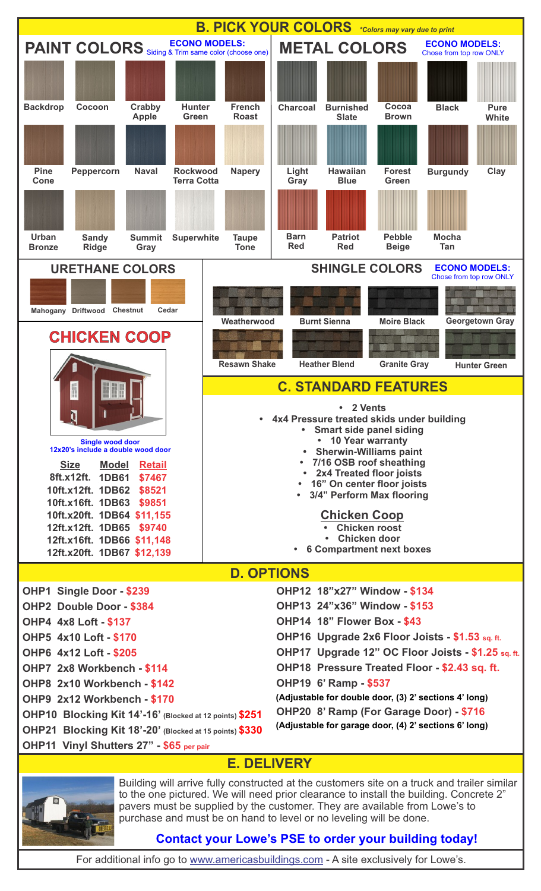# B. PICK YOUR COLORS

*\*Colors may vary due to print*

## PAINT COLORS

**ECONO MODELS:** Siding & Trim same color (choose one)

| | | | | |
|---|---|---|---|---|
| Backdrop | Cocoon | Crabby Apple | Hunter Green | French Roast |
| Pine Cone | Peppercorn | Naval | Rockwood Terra Cotta | Napery |
| Urban Bronze | Sandy Ridge | Summit Gray | Superwhite | Taupe Tone |

## METAL COLORS

**ECONO MODELS:** Chose from top row ONLY

| | | | | |
|---|---|---|---|---|
| Charcoal | Burnished Slate | Cocoa Brown | Black | Pure White |
| Light Gray | Hawaiian Blue | Forest Green | Burgundy | Clay |
| Barn Red | Patriot Red | Pebble Beige | Mocha Tan | |

## URETHANE COLORS

Mahogany, Driftwood, Chestnut, Cedar

## SHINGLE COLORS

**ECONO MODELS:** Chose from top row ONLY

| | | | |
|---|---|---|---|
| Weatherwood | Burnt Sienna | Moire Black | Georgetown Gray |
| Resawn Shake | Heather Blend | Granite Gray | Hunter Green |

## CHICKEN COOP

**Single wood door**
**12x20's include a double wood door**

| Size | Model | Retail |
|---|---|---|
| 8ft.x12ft. | 1DB61 | $7467 |
| 10ft.x12ft. | 1DB62 | $8521 |
| 10ft.x16ft. | 1DB63 | $9851 |
| 10ft.x20ft. | 1DB64 | $11,155 |
| 12ft.x12ft. | 1DB65 | $9740 |
| 12ft.x16ft. | 1DB66 | $11,148 |
| 12ft.x20ft. | 1DB67 | $12,139 |

# C. STANDARD FEATURES

- 2 Vents
- 4x4 Pressure treated skids under building
- Smart side panel siding
- 10 Year warranty
- Sherwin-Williams paint
- 7/16 OSB roof sheathing
- 2x4 Treated floor joists
- 16" On center floor joists
- 3/4" Perform Max flooring

### Chicken Coop

- Chicken roost
- Chicken door
- 6 Compartment next boxes

# D. OPTIONS

- **OHP1 Single Door - $239**
- **OHP2 Double Door - $384**
- **OHP4 4x8 Loft - $137**
- **OHP5 4x10 Loft - $170**
- **OHP6 4x12 Loft - $205**
- **OHP7 2x8 Workbench - $114**
- **OHP8 2x10 Workbench - $142**
- **OHP9 2x12 Workbench - $170**
- **OHP10 Blocking Kit 14'-16'** (Blocked at 12 points) **$251**
- **OHP21 Blocking Kit 18'-20'** (Blocked at 15 points) **$330**
- **OHP11 Vinyl Shutters 27" - $65** per pair
- **OHP12 18"x27" Window - $134**
- **OHP13 24"x36" Window - $153**
- **OHP14 18" Flower Box - $43**
- **OHP16 Upgrade 2x6 Floor Joists - $1.53** sq. ft.
- **OHP17 Upgrade 12" OC Floor Joists - $1.25** sq. ft.
- **OHP18 Pressure Treated Floor - $2.43 sq. ft.**
- **OHP19 6' Ramp - $537**
  (Adjustable for double door, (3) 2' sections 4' long)
- **OHP20 8' Ramp (For Garage Door) - $716**
  (Adjustable for garage door, (4) 2' sections 6' long)

# E. DELIVERY

Building will arrive fully constructed at the customers site on a truck and trailer similar to the one pictured. We will need prior clearance to install the building. Concrete 2" pavers must be supplied by the customer. They are available from Lowe's to purchase and must be on hand to level or no leveling will be done.

**Contact your Lowe's PSE to order your building today!**

For additional info go to www.americasbuildings.com - A site exclusively for Lowe's.